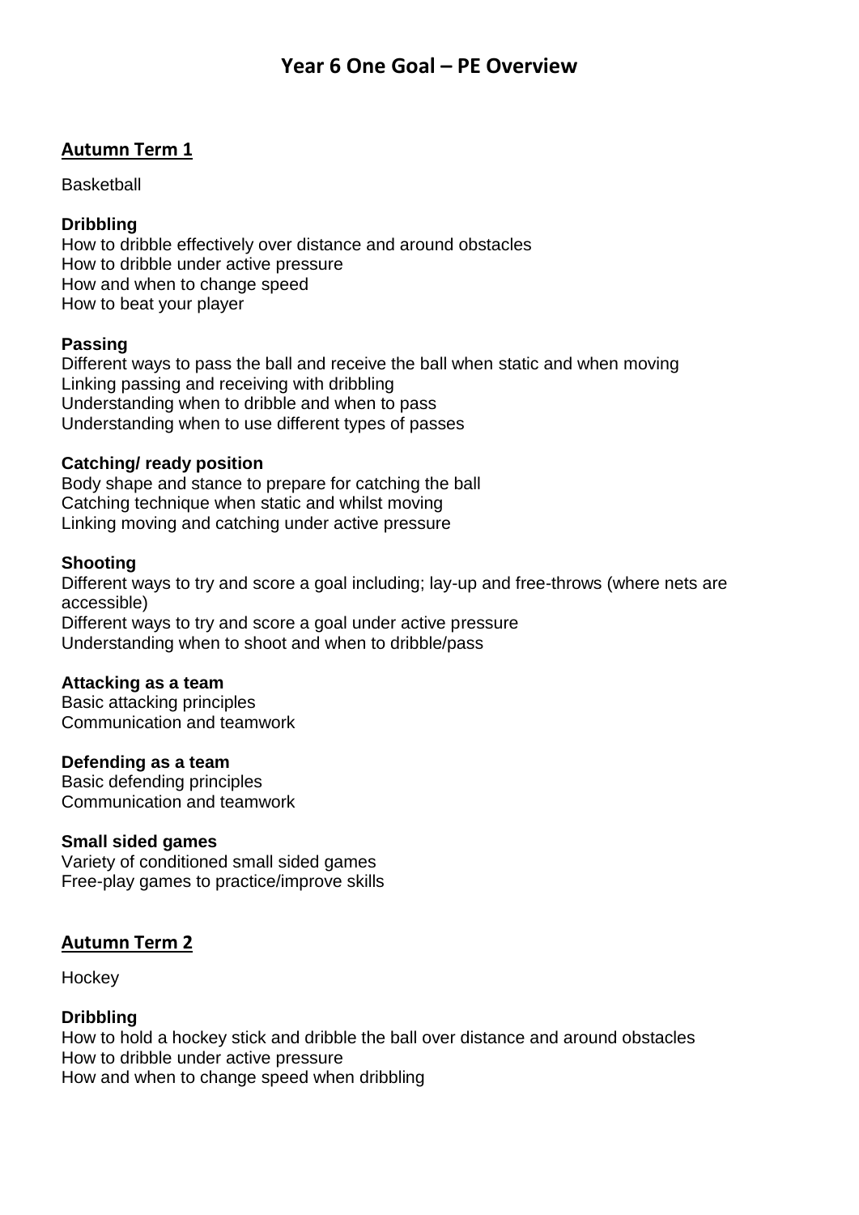# Year 6 One Goal – PE Overview

## Autumn Term 1

Basketball

**Dribbling**
How to dribble effectively over distance and around obstacles
How to dribble under active pressure
How and when to change speed
How to beat your player

**Passing**
Different ways to pass the ball and receive the ball when static and when moving
Linking passing and receiving with dribbling
Understanding when to dribble and when to pass
Understanding when to use different types of passes

**Catching/ ready position**
Body shape and stance to prepare for catching the ball
Catching technique when static and whilst moving
Linking moving and catching under active pressure

**Shooting**
Different ways to try and score a goal including; lay-up and free-throws (where nets are accessible)
Different ways to try and score a goal under active pressure
Understanding when to shoot and when to dribble/pass

**Attacking as a team**
Basic attacking principles
Communication and teamwork

**Defending as a team**
Basic defending principles
Communication and teamwork

**Small sided games**
Variety of conditioned small sided games
Free-play games to practice/improve skills

## Autumn Term 2

Hockey

**Dribbling**
How to hold a hockey stick and dribble the ball over distance and around obstacles
How to dribble under active pressure
How and when to change speed when dribbling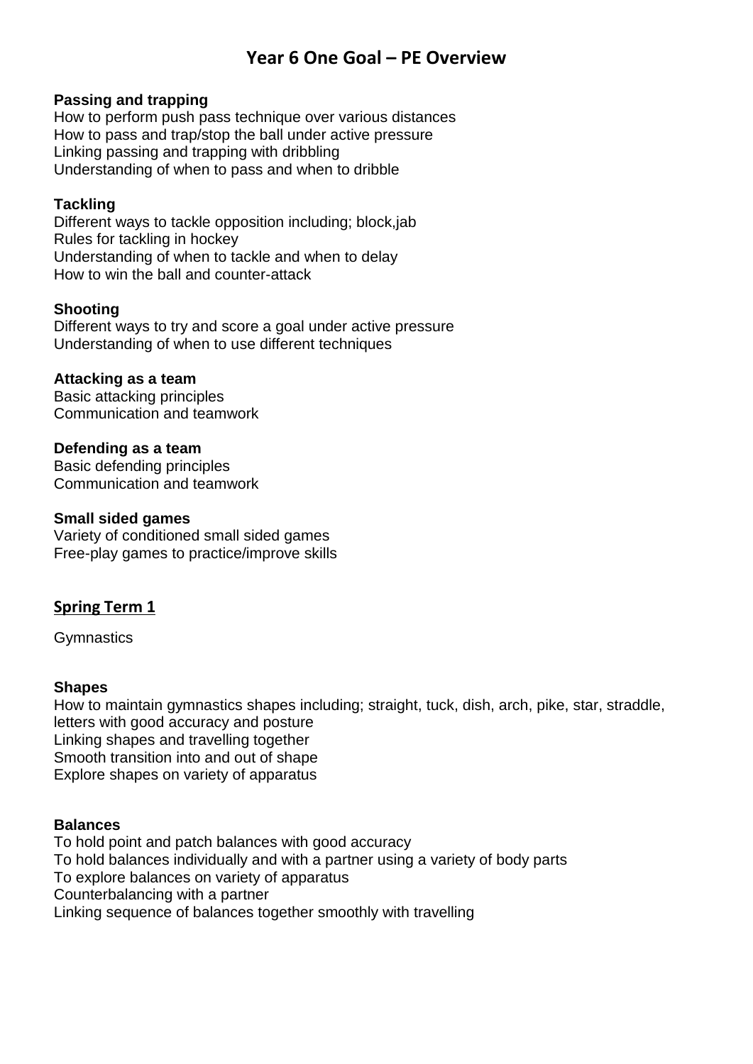# Year 6 One Goal – PE Overview

**Passing and trapping**
How to perform push pass technique over various distances
How to pass and trap/stop the ball under active pressure
Linking passing and trapping with dribbling
Understanding of when to pass and when to dribble

**Tackling**
Different ways to tackle opposition including; block,jab
Rules for tackling in hockey
Understanding of when to tackle and when to delay
How to win the ball and counter-attack

**Shooting**
Different ways to try and score a goal under active pressure
Understanding of when to use different techniques

**Attacking as a team**
Basic attacking principles
Communication and teamwork

**Defending as a team**
Basic defending principles
Communication and teamwork

**Small sided games**
Variety of conditioned small sided games
Free-play games to practice/improve skills

## Spring Term 1

Gymnastics

**Shapes**
How to maintain gymnastics shapes including; straight, tuck, dish, arch, pike, star, straddle, letters with good accuracy and posture
Linking shapes and travelling together
Smooth transition into and out of shape
Explore shapes on variety of apparatus

**Balances**
To hold point and patch balances with good accuracy
To hold balances individually and with a partner using a variety of body parts
To explore balances on variety of apparatus
Counterbalancing with a partner
Linking sequence of balances together smoothly with travelling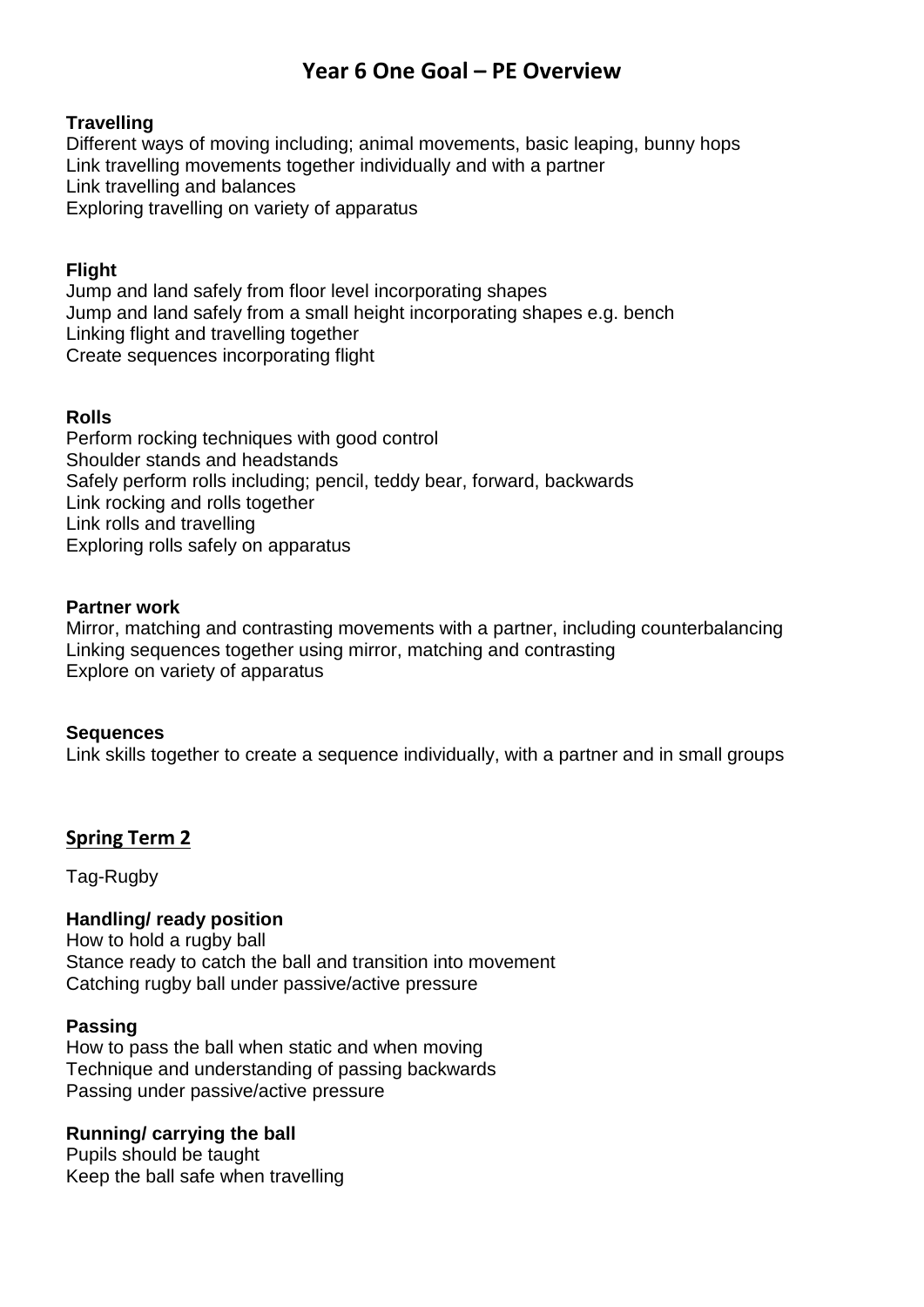# Year 6 One Goal – PE Overview

**Travelling**
Different ways of moving including; animal movements, basic leaping, bunny hops
Link travelling movements together individually and with a partner
Link travelling and balances
Exploring travelling on variety of apparatus

**Flight**
Jump and land safely from floor level incorporating shapes
Jump and land safely from a small height incorporating shapes e.g. bench
Linking flight and travelling together
Create sequences incorporating flight

**Rolls**
Perform rocking techniques with good control
Shoulder stands and headstands
Safely perform rolls including; pencil, teddy bear, forward, backwards
Link rocking and rolls together
Link rolls and travelling
Exploring rolls safely on apparatus

**Partner work**
Mirror, matching and contrasting movements with a partner, including counterbalancing
Linking sequences together using mirror, matching and contrasting
Explore on variety of apparatus

**Sequences**
Link skills together to create a sequence individually, with a partner and in small groups

## Spring Term 2

Tag-Rugby

**Handling/ ready position**
How to hold a rugby ball
Stance ready to catch the ball and transition into movement
Catching rugby ball under passive/active pressure

**Passing**
How to pass the ball when static and when moving
Technique and understanding of passing backwards
Passing under passive/active pressure

**Running/ carrying the ball**
Pupils should be taught
Keep the ball safe when travelling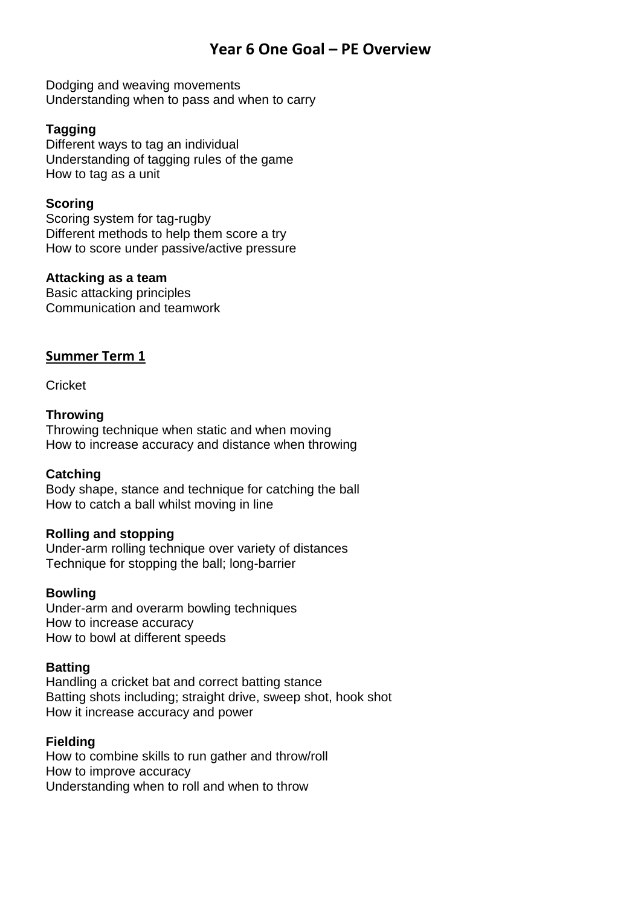# Year 6 One Goal – PE Overview

Dodging and weaving movements
Understanding when to pass and when to carry

**Tagging**
Different ways to tag an individual
Understanding of tagging rules of the game
How to tag as a unit

**Scoring**
Scoring system for tag-rugby
Different methods to help them score a try
How to score under passive/active pressure

**Attacking as a team**
Basic attacking principles
Communication and teamwork

## Summer Term 1

Cricket

**Throwing**
Throwing technique when static and when moving
How to increase accuracy and distance when throwing

**Catching**
Body shape, stance and technique for catching the ball
How to catch a ball whilst moving in line

**Rolling and stopping**
Under-arm rolling technique over variety of distances
Technique for stopping the ball; long-barrier

**Bowling**
Under-arm and overarm bowling techniques
How to increase accuracy
How to bowl at different speeds

**Batting**
Handling a cricket bat and correct batting stance
Batting shots including; straight drive, sweep shot, hook shot
How it increase accuracy and power

**Fielding**
How to combine skills to run gather and throw/roll
How to improve accuracy
Understanding when to roll and when to throw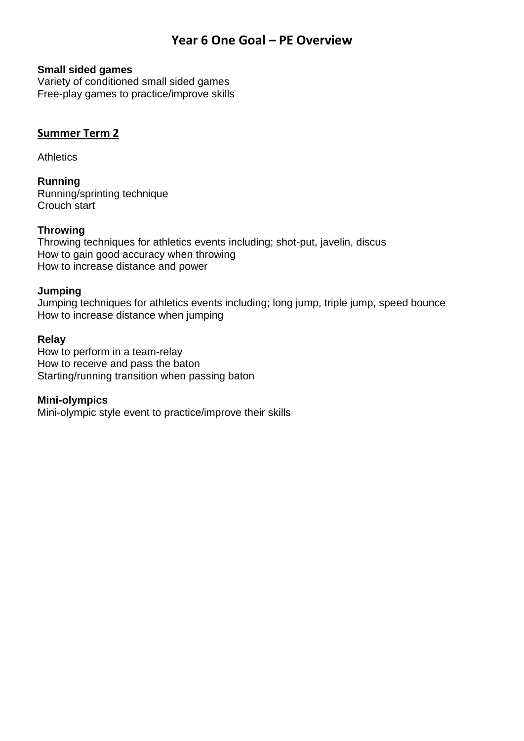# Year 6 One Goal – PE Overview

**Small sided games**
Variety of conditioned small sided games
Free-play games to practice/improve skills

## Summer Term 2

Athletics

**Running**
Running/sprinting technique
Crouch start

**Throwing**
Throwing techniques for athletics events including; shot-put, javelin, discus
How to gain good accuracy when throwing
How to increase distance and power

**Jumping**
Jumping techniques for athletics events including; long jump, triple jump, speed bounce
How to increase distance when jumping

**Relay**
How to perform in a team-relay
How to receive and pass the baton
Starting/running transition when passing baton

**Mini-olympics**
Mini-olympic style event to practice/improve their skills